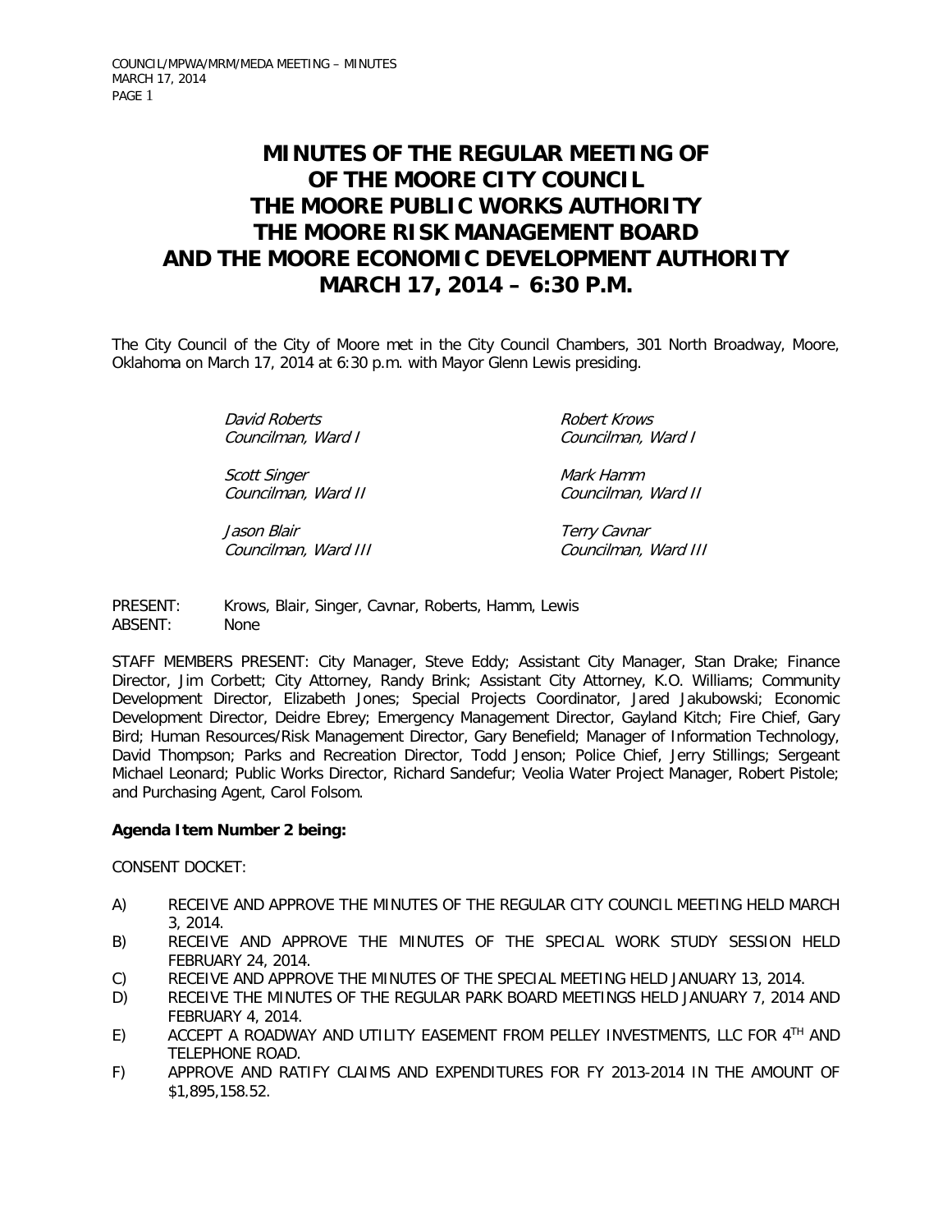# MINUTES OF THE REGULAR MEETING OF OF THE MOORE CITY COUNCIL THE MOORE PUBLIC WORKS AUTHORITY THE MOORE RISK MANAGEMENT BOARD AND THE MOORE ECONOMIC DEVELOPMENT AUTHORITY MARCH 17, 2014 – 6:30 P.M.

The City Council of the City of Moore met in the City Council Chambers, 301 North Broadway, Moore, Oklahoma on March 17, 2014 at 6:30 p.m. with Mayor Glenn Lewis presiding.

| | |
|---|---|
| *David Roberts*<br>*Councilman, Ward I* | *Robert Krows*<br>*Councilman, Ward I* |
| *Scott Singer*<br>*Councilman, Ward II* | *Mark Hamm*<br>*Councilman, Ward II* |
| *Jason Blair*<br>*Councilman, Ward III* | *Terry Cavnar*<br>*Councilman, Ward III* |

PRESENT: Krows, Blair, Singer, Cavnar, Roberts, Hamm, Lewis
ABSENT: None

STAFF MEMBERS PRESENT: City Manager, Steve Eddy; Assistant City Manager, Stan Drake; Finance Director, Jim Corbett; City Attorney, Randy Brink; Assistant City Attorney, K.O. Williams; Community Development Director, Elizabeth Jones; Special Projects Coordinator, Jared Jakubowski; Economic Development Director, Deidre Ebrey; Emergency Management Director, Gayland Kitch; Fire Chief, Gary Bird; Human Resources/Risk Management Director, Gary Benefield; Manager of Information Technology, David Thompson; Parks and Recreation Director, Todd Jenson; Police Chief, Jerry Stillings; Sergeant Michael Leonard; Public Works Director, Richard Sandefur; Veolia Water Project Manager, Robert Pistole; and Purchasing Agent, Carol Folsom.

**Agenda Item Number 2 being:**

CONSENT DOCKET:

A) RECEIVE AND APPROVE THE MINUTES OF THE REGULAR CITY COUNCIL MEETING HELD MARCH 3, 2014.
B) RECEIVE AND APPROVE THE MINUTES OF THE SPECIAL WORK STUDY SESSION HELD FEBRUARY 24, 2014.
C) RECEIVE AND APPROVE THE MINUTES OF THE SPECIAL MEETING HELD JANUARY 13, 2014.
D) RECEIVE THE MINUTES OF THE REGULAR PARK BOARD MEETINGS HELD JANUARY 7, 2014 AND FEBRUARY 4, 2014.
E) ACCEPT A ROADWAY AND UTILITY EASEMENT FROM PELLEY INVESTMENTS, LLC FOR 4TH AND TELEPHONE ROAD.
F) APPROVE AND RATIFY CLAIMS AND EXPENDITURES FOR FY 2013-2014 IN THE AMOUNT OF $1,895,158.52.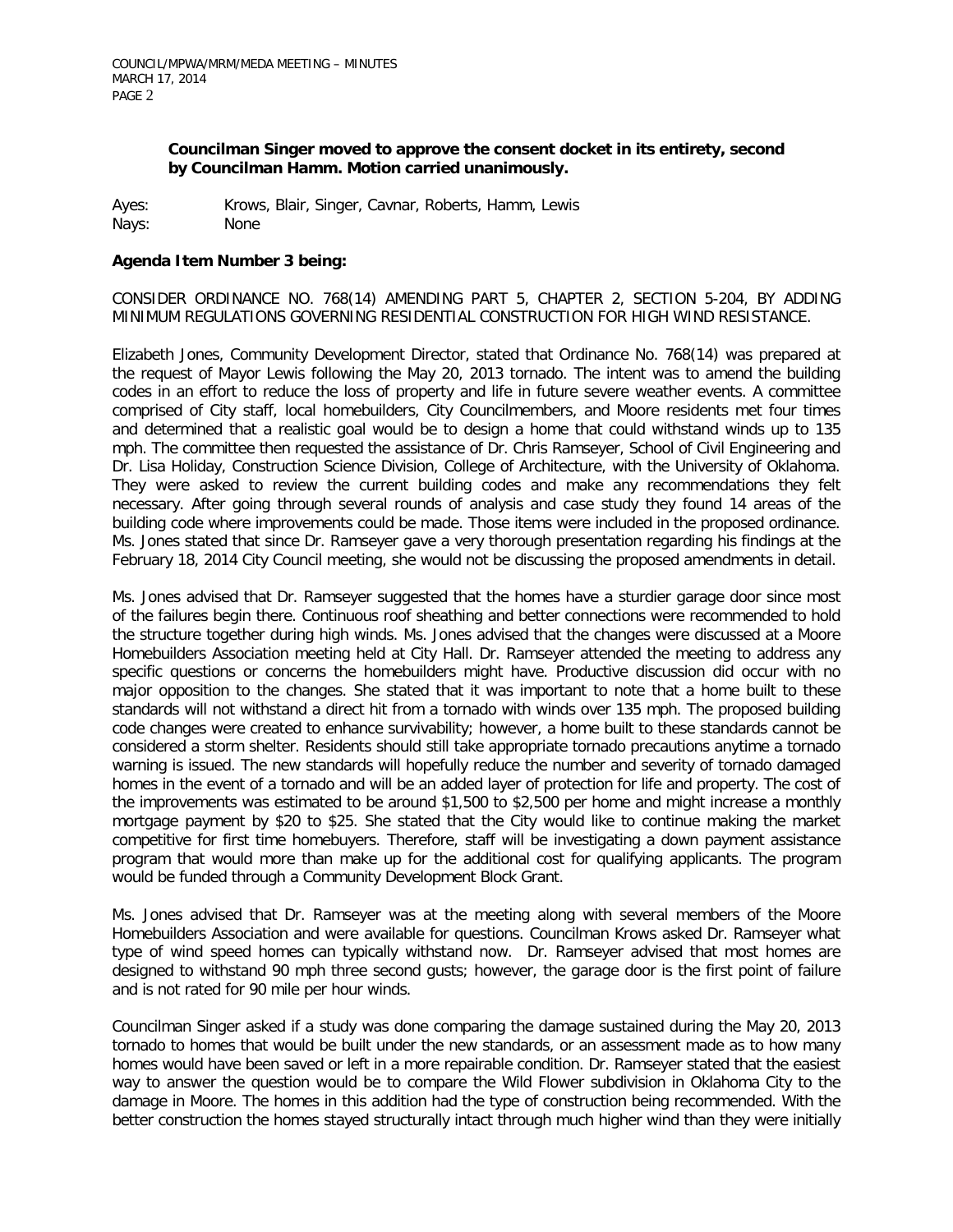**Councilman Singer moved to approve the consent docket in its entirety, second by Councilman Hamm. Motion carried unanimously.**

Ayes: Krows, Blair, Singer, Cavnar, Roberts, Hamm, Lewis
Nays: None

**Agenda Item Number 3 being:**

CONSIDER ORDINANCE NO. 768(14) AMENDING PART 5, CHAPTER 2, SECTION 5-204, BY ADDING MINIMUM REGULATIONS GOVERNING RESIDENTIAL CONSTRUCTION FOR HIGH WIND RESISTANCE.

Elizabeth Jones, Community Development Director, stated that Ordinance No. 768(14) was prepared at the request of Mayor Lewis following the May 20, 2013 tornado. The intent was to amend the building codes in an effort to reduce the loss of property and life in future severe weather events. A committee comprised of City staff, local homebuilders, City Councilmembers, and Moore residents met four times and determined that a realistic goal would be to design a home that could withstand winds up to 135 mph. The committee then requested the assistance of Dr. Chris Ramseyer, School of Civil Engineering and Dr. Lisa Holiday, Construction Science Division, College of Architecture, with the University of Oklahoma. They were asked to review the current building codes and make any recommendations they felt necessary. After going through several rounds of analysis and case study they found 14 areas of the building code where improvements could be made. Those items were included in the proposed ordinance. Ms. Jones stated that since Dr. Ramseyer gave a very thorough presentation regarding his findings at the February 18, 2014 City Council meeting, she would not be discussing the proposed amendments in detail.

Ms. Jones advised that Dr. Ramseyer suggested that the homes have a sturdier garage door since most of the failures begin there. Continuous roof sheathing and better connections were recommended to hold the structure together during high winds. Ms. Jones advised that the changes were discussed at a Moore Homebuilders Association meeting held at City Hall. Dr. Ramseyer attended the meeting to address any specific questions or concerns the homebuilders might have. Productive discussion did occur with no major opposition to the changes. She stated that it was important to note that a home built to these standards will not withstand a direct hit from a tornado with winds over 135 mph. The proposed building code changes were created to enhance survivability; however, a home built to these standards cannot be considered a storm shelter. Residents should still take appropriate tornado precautions anytime a tornado warning is issued. The new standards will hopefully reduce the number and severity of tornado damaged homes in the event of a tornado and will be an added layer of protection for life and property. The cost of the improvements was estimated to be around $1,500 to $2,500 per home and might increase a monthly mortgage payment by $20 to $25. She stated that the City would like to continue making the market competitive for first time homebuyers. Therefore, staff will be investigating a down payment assistance program that would more than make up for the additional cost for qualifying applicants. The program would be funded through a Community Development Block Grant.

Ms. Jones advised that Dr. Ramseyer was at the meeting along with several members of the Moore Homebuilders Association and were available for questions. Councilman Krows asked Dr. Ramseyer what type of wind speed homes can typically withstand now. Dr. Ramseyer advised that most homes are designed to withstand 90 mph three second gusts; however, the garage door is the first point of failure and is not rated for 90 mile per hour winds.

Councilman Singer asked if a study was done comparing the damage sustained during the May 20, 2013 tornado to homes that would be built under the new standards, or an assessment made as to how many homes would have been saved or left in a more repairable condition. Dr. Ramseyer stated that the easiest way to answer the question would be to compare the Wild Flower subdivision in Oklahoma City to the damage in Moore. The homes in this addition had the type of construction being recommended. With the better construction the homes stayed structurally intact through much higher wind than they were initially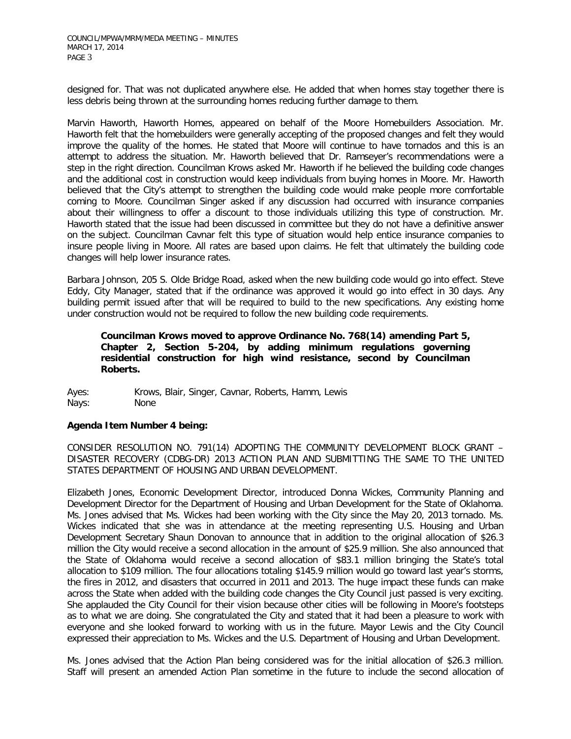designed for. That was not duplicated anywhere else. He added that when homes stay together there is less debris being thrown at the surrounding homes reducing further damage to them.

Marvin Haworth, Haworth Homes, appeared on behalf of the Moore Homebuilders Association. Mr. Haworth felt that the homebuilders were generally accepting of the proposed changes and felt they would improve the quality of the homes. He stated that Moore will continue to have tornados and this is an attempt to address the situation. Mr. Haworth believed that Dr. Ramseyer's recommendations were a step in the right direction. Councilman Krows asked Mr. Haworth if he believed the building code changes and the additional cost in construction would keep individuals from buying homes in Moore. Mr. Haworth believed that the City's attempt to strengthen the building code would make people more comfortable coming to Moore. Councilman Singer asked if any discussion had occurred with insurance companies about their willingness to offer a discount to those individuals utilizing this type of construction. Mr. Haworth stated that the issue had been discussed in committee but they do not have a definitive answer on the subject. Councilman Cavnar felt this type of situation would help entice insurance companies to insure people living in Moore. All rates are based upon claims. He felt that ultimately the building code changes will help lower insurance rates.

Barbara Johnson, 205 S. Olde Bridge Road, asked when the new building code would go into effect. Steve Eddy, City Manager, stated that if the ordinance was approved it would go into effect in 30 days. Any building permit issued after that will be required to build to the new specifications. Any existing home under construction would not be required to follow the new building code requirements.

> **Councilman Krows moved to approve Ordinance No. 768(14) amending Part 5, Chapter 2, Section 5-204, by adding minimum regulations governing residential construction for high wind resistance, second by Councilman Roberts.**

Ayes: Krows, Blair, Singer, Cavnar, Roberts, Hamm, Lewis
Nays: None

**Agenda Item Number 4 being:**

CONSIDER RESOLUTION NO. 791(14) ADOPTING THE COMMUNITY DEVELOPMENT BLOCK GRANT – DISASTER RECOVERY (CDBG-DR) 2013 ACTION PLAN AND SUBMITTING THE SAME TO THE UNITED STATES DEPARTMENT OF HOUSING AND URBAN DEVELOPMENT.

Elizabeth Jones, Economic Development Director, introduced Donna Wickes, Community Planning and Development Director for the Department of Housing and Urban Development for the State of Oklahoma. Ms. Jones advised that Ms. Wickes had been working with the City since the May 20, 2013 tornado. Ms. Wickes indicated that she was in attendance at the meeting representing U.S. Housing and Urban Development Secretary Shaun Donovan to announce that in addition to the original allocation of $26.3 million the City would receive a second allocation in the amount of $25.9 million. She also announced that the State of Oklahoma would receive a second allocation of $83.1 million bringing the State's total allocation to $109 million. The four allocations totaling $145.9 million would go toward last year's storms, the fires in 2012, and disasters that occurred in 2011 and 2013. The huge impact these funds can make across the State when added with the building code changes the City Council just passed is very exciting. She applauded the City Council for their vision because other cities will be following in Moore's footsteps as to what we are doing. She congratulated the City and stated that it had been a pleasure to work with everyone and she looked forward to working with us in the future. Mayor Lewis and the City Council expressed their appreciation to Ms. Wickes and the U.S. Department of Housing and Urban Development.

Ms. Jones advised that the Action Plan being considered was for the initial allocation of $26.3 million. Staff will present an amended Action Plan sometime in the future to include the second allocation of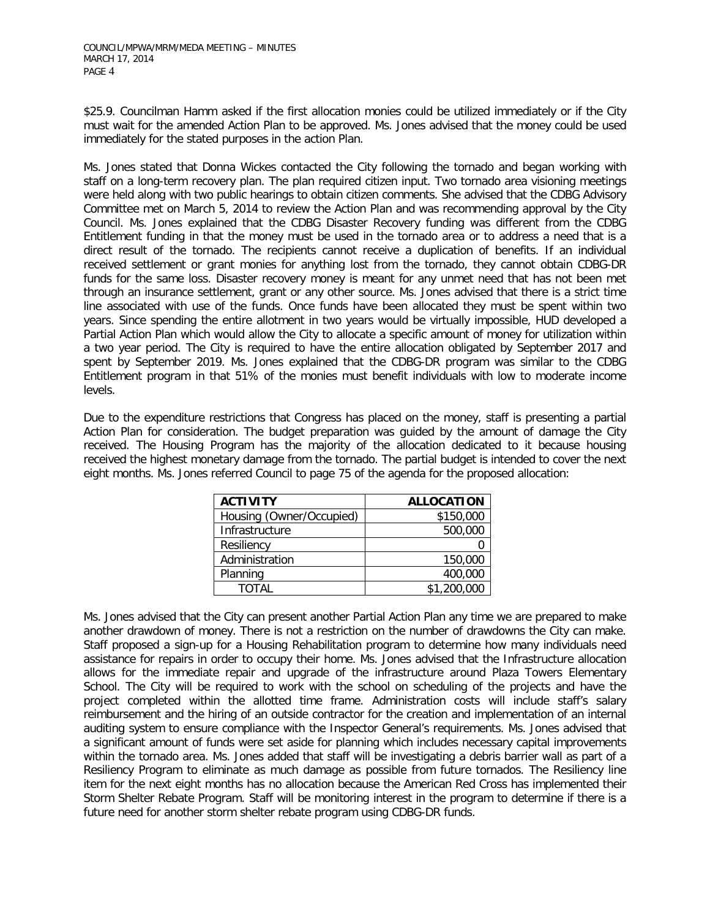$25.9. Councilman Hamm asked if the first allocation monies could be utilized immediately or if the City must wait for the amended Action Plan to be approved. Ms. Jones advised that the money could be used immediately for the stated purposes in the action Plan.

Ms. Jones stated that Donna Wickes contacted the City following the tornado and began working with staff on a long-term recovery plan. The plan required citizen input. Two tornado area visioning meetings were held along with two public hearings to obtain citizen comments. She advised that the CDBG Advisory Committee met on March 5, 2014 to review the Action Plan and was recommending approval by the City Council. Ms. Jones explained that the CDBG Disaster Recovery funding was different from the CDBG Entitlement funding in that the money must be used in the tornado area or to address a need that is a direct result of the tornado. The recipients cannot receive a duplication of benefits. If an individual received settlement or grant monies for anything lost from the tornado, they cannot obtain CDBG-DR funds for the same loss. Disaster recovery money is meant for any unmet need that has not been met through an insurance settlement, grant or any other source. Ms. Jones advised that there is a strict time line associated with use of the funds. Once funds have been allocated they must be spent within two years. Since spending the entire allotment in two years would be virtually impossible, HUD developed a Partial Action Plan which would allow the City to allocate a specific amount of money for utilization within a two year period. The City is required to have the entire allocation obligated by September 2017 and spent by September 2019. Ms. Jones explained that the CDBG-DR program was similar to the CDBG Entitlement program in that 51% of the monies must benefit individuals with low to moderate income levels.

Due to the expenditure restrictions that Congress has placed on the money, staff is presenting a partial Action Plan for consideration. The budget preparation was guided by the amount of damage the City received. The Housing Program has the majority of the allocation dedicated to it because housing received the highest monetary damage from the tornado. The partial budget is intended to cover the next eight months. Ms. Jones referred Council to page 75 of the agenda for the proposed allocation:

| ACTIVITY | ALLOCATION |
|---|---:|
| Housing (Owner/Occupied) | $150,000 |
| Infrastructure | 500,000 |
| Resiliency | 0 |
| Administration | 150,000 |
| Planning | 400,000 |
| TOTAL | $1,200,000 |

Ms. Jones advised that the City can present another Partial Action Plan any time we are prepared to make another drawdown of money. There is not a restriction on the number of drawdowns the City can make. Staff proposed a sign-up for a Housing Rehabilitation program to determine how many individuals need assistance for repairs in order to occupy their home. Ms. Jones advised that the Infrastructure allocation allows for the immediate repair and upgrade of the infrastructure around Plaza Towers Elementary School. The City will be required to work with the school on scheduling of the projects and have the project completed within the allotted time frame. Administration costs will include staff's salary reimbursement and the hiring of an outside contractor for the creation and implementation of an internal auditing system to ensure compliance with the Inspector General's requirements. Ms. Jones advised that a significant amount of funds were set aside for planning which includes necessary capital improvements within the tornado area. Ms. Jones added that staff will be investigating a debris barrier wall as part of a Resiliency Program to eliminate as much damage as possible from future tornados. The Resiliency line item for the next eight months has no allocation because the American Red Cross has implemented their Storm Shelter Rebate Program. Staff will be monitoring interest in the program to determine if there is a future need for another storm shelter rebate program using CDBG-DR funds.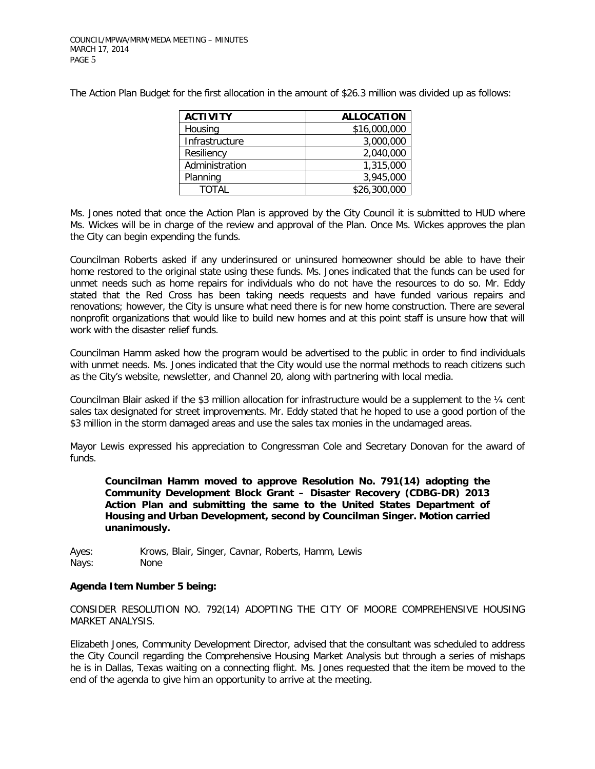The Action Plan Budget for the first allocation in the amount of $26.3 million was divided up as follows:

| ACTIVITY | ALLOCATION |
|---|---|
| Housing | $16,000,000 |
| Infrastructure | 3,000,000 |
| Resiliency | 2,040,000 |
| Administration | 1,315,000 |
| Planning | 3,945,000 |
| TOTAL | $26,300,000 |

Ms. Jones noted that once the Action Plan is approved by the City Council it is submitted to HUD where Ms. Wickes will be in charge of the review and approval of the Plan. Once Ms. Wickes approves the plan the City can begin expending the funds.

Councilman Roberts asked if any underinsured or uninsured homeowner should be able to have their home restored to the original state using these funds. Ms. Jones indicated that the funds can be used for unmet needs such as home repairs for individuals who do not have the resources to do so. Mr. Eddy stated that the Red Cross has been taking needs requests and have funded various repairs and renovations; however, the City is unsure what need there is for new home construction. There are several nonprofit organizations that would like to build new homes and at this point staff is unsure how that will work with the disaster relief funds.

Councilman Hamm asked how the program would be advertised to the public in order to find individuals with unmet needs. Ms. Jones indicated that the City would use the normal methods to reach citizens such as the City's website, newsletter, and Channel 20, along with partnering with local media.

Councilman Blair asked if the $3 million allocation for infrastructure would be a supplement to the ¼ cent sales tax designated for street improvements. Mr. Eddy stated that he hoped to use a good portion of the $3 million in the storm damaged areas and use the sales tax monies in the undamaged areas.

Mayor Lewis expressed his appreciation to Congressman Cole and Secretary Donovan for the award of funds.

> **Councilman Hamm moved to approve Resolution No. 791(14) adopting the Community Development Block Grant – Disaster Recovery (CDBG-DR) 2013 Action Plan and submitting the same to the United States Department of Housing and Urban Development, second by Councilman Singer. Motion carried unanimously.**

Ayes: Krows, Blair, Singer, Cavnar, Roberts, Hamm, Lewis
Nays: None

**Agenda Item Number 5 being:**

CONSIDER RESOLUTION NO. 792(14) ADOPTING THE CITY OF MOORE COMPREHENSIVE HOUSING MARKET ANALYSIS.

Elizabeth Jones, Community Development Director, advised that the consultant was scheduled to address the City Council regarding the Comprehensive Housing Market Analysis but through a series of mishaps he is in Dallas, Texas waiting on a connecting flight. Ms. Jones requested that the item be moved to the end of the agenda to give him an opportunity to arrive at the meeting.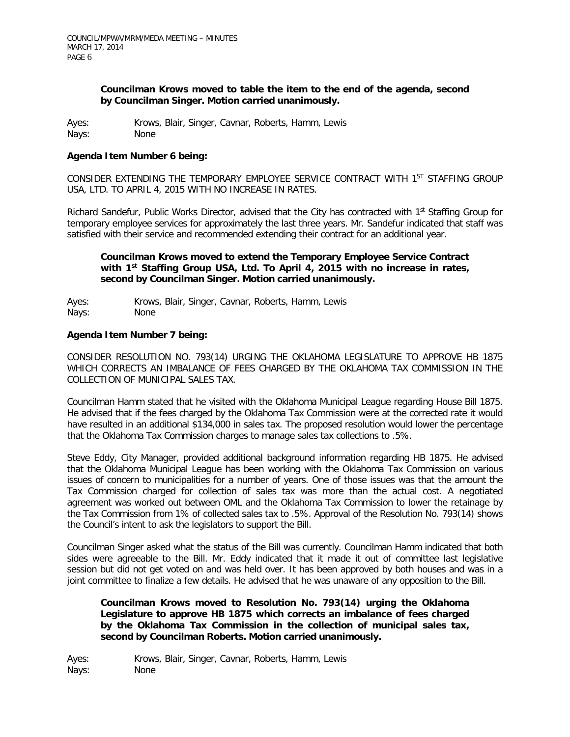**Councilman Krows moved to table the item to the end of the agenda, second by Councilman Singer. Motion carried unanimously.**

Ayes: Krows, Blair, Singer, Cavnar, Roberts, Hamm, Lewis
Nays: None

**Agenda Item Number 6 being:**

CONSIDER EXTENDING THE TEMPORARY EMPLOYEE SERVICE CONTRACT WITH 1ST STAFFING GROUP USA, LTD. TO APRIL 4, 2015 WITH NO INCREASE IN RATES.

Richard Sandefur, Public Works Director, advised that the City has contracted with 1st Staffing Group for temporary employee services for approximately the last three years. Mr. Sandefur indicated that staff was satisfied with their service and recommended extending their contract for an additional year.

**Councilman Krows moved to extend the Temporary Employee Service Contract with 1st Staffing Group USA, Ltd. To April 4, 2015 with no increase in rates, second by Councilman Singer. Motion carried unanimously.**

Ayes: Krows, Blair, Singer, Cavnar, Roberts, Hamm, Lewis
Nays: None

**Agenda Item Number 7 being:**

CONSIDER RESOLUTION NO. 793(14) URGING THE OKLAHOMA LEGISLATURE TO APPROVE HB 1875 WHICH CORRECTS AN IMBALANCE OF FEES CHARGED BY THE OKLAHOMA TAX COMMISSION IN THE COLLECTION OF MUNICIPAL SALES TAX.

Councilman Hamm stated that he visited with the Oklahoma Municipal League regarding House Bill 1875. He advised that if the fees charged by the Oklahoma Tax Commission were at the corrected rate it would have resulted in an additional $134,000 in sales tax. The proposed resolution would lower the percentage that the Oklahoma Tax Commission charges to manage sales tax collections to .5%.

Steve Eddy, City Manager, provided additional background information regarding HB 1875. He advised that the Oklahoma Municipal League has been working with the Oklahoma Tax Commission on various issues of concern to municipalities for a number of years. One of those issues was that the amount the Tax Commission charged for collection of sales tax was more than the actual cost. A negotiated agreement was worked out between OML and the Oklahoma Tax Commission to lower the retainage by the Tax Commission from 1% of collected sales tax to .5%. Approval of the Resolution No. 793(14) shows the Council's intent to ask the legislators to support the Bill.

Councilman Singer asked what the status of the Bill was currently. Councilman Hamm indicated that both sides were agreeable to the Bill. Mr. Eddy indicated that it made it out of committee last legislative session but did not get voted on and was held over. It has been approved by both houses and was in a joint committee to finalize a few details. He advised that he was unaware of any opposition to the Bill.

**Councilman Krows moved to Resolution No. 793(14) urging the Oklahoma Legislature to approve HB 1875 which corrects an imbalance of fees charged by the Oklahoma Tax Commission in the collection of municipal sales tax, second by Councilman Roberts. Motion carried unanimously.**

Ayes: Krows, Blair, Singer, Cavnar, Roberts, Hamm, Lewis
Nays: None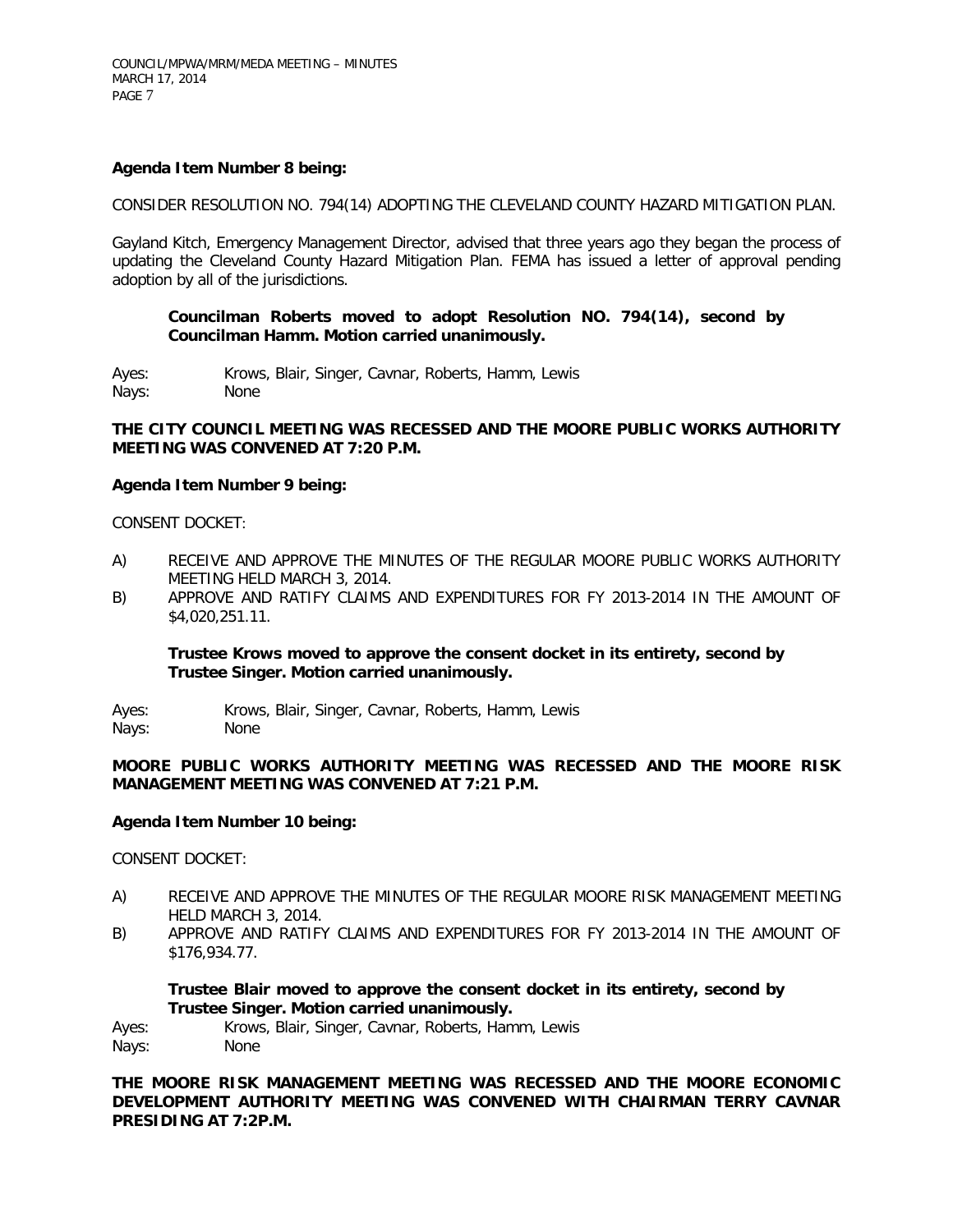**Agenda Item Number 8 being:**

CONSIDER RESOLUTION NO. 794(14) ADOPTING THE CLEVELAND COUNTY HAZARD MITIGATION PLAN.

Gayland Kitch, Emergency Management Director, advised that three years ago they began the process of updating the Cleveland County Hazard Mitigation Plan. FEMA has issued a letter of approval pending adoption by all of the jurisdictions.

> **Councilman Roberts moved to adopt Resolution NO. 794(14), second by Councilman Hamm. Motion carried unanimously.**

Ayes: Krows, Blair, Singer, Cavnar, Roberts, Hamm, Lewis
Nays: None

**THE CITY COUNCIL MEETING WAS RECESSED AND THE MOORE PUBLIC WORKS AUTHORITY MEETING WAS CONVENED AT 7:20 P.M.**

**Agenda Item Number 9 being:**

CONSENT DOCKET:

A) RECEIVE AND APPROVE THE MINUTES OF THE REGULAR MOORE PUBLIC WORKS AUTHORITY MEETING HELD MARCH 3, 2014.
B) APPROVE AND RATIFY CLAIMS AND EXPENDITURES FOR FY 2013-2014 IN THE AMOUNT OF $4,020,251.11.

> **Trustee Krows moved to approve the consent docket in its entirety, second by Trustee Singer. Motion carried unanimously.**

Ayes: Krows, Blair, Singer, Cavnar, Roberts, Hamm, Lewis
Nays: None

**MOORE PUBLIC WORKS AUTHORITY MEETING WAS RECESSED AND THE MOORE RISK MANAGEMENT MEETING WAS CONVENED AT 7:21 P.M.**

**Agenda Item Number 10 being:**

CONSENT DOCKET:

A) RECEIVE AND APPROVE THE MINUTES OF THE REGULAR MOORE RISK MANAGEMENT MEETING HELD MARCH 3, 2014.
B) APPROVE AND RATIFY CLAIMS AND EXPENDITURES FOR FY 2013-2014 IN THE AMOUNT OF $176,934.77.

> **Trustee Blair moved to approve the consent docket in its entirety, second by Trustee Singer. Motion carried unanimously.**

Ayes: Krows, Blair, Singer, Cavnar, Roberts, Hamm, Lewis
Nays: None

**THE MOORE RISK MANAGEMENT MEETING WAS RECESSED AND THE MOORE ECONOMIC DEVELOPMENT AUTHORITY MEETING WAS CONVENED WITH CHAIRMAN TERRY CAVNAR PRESIDING AT 7:2P.M.**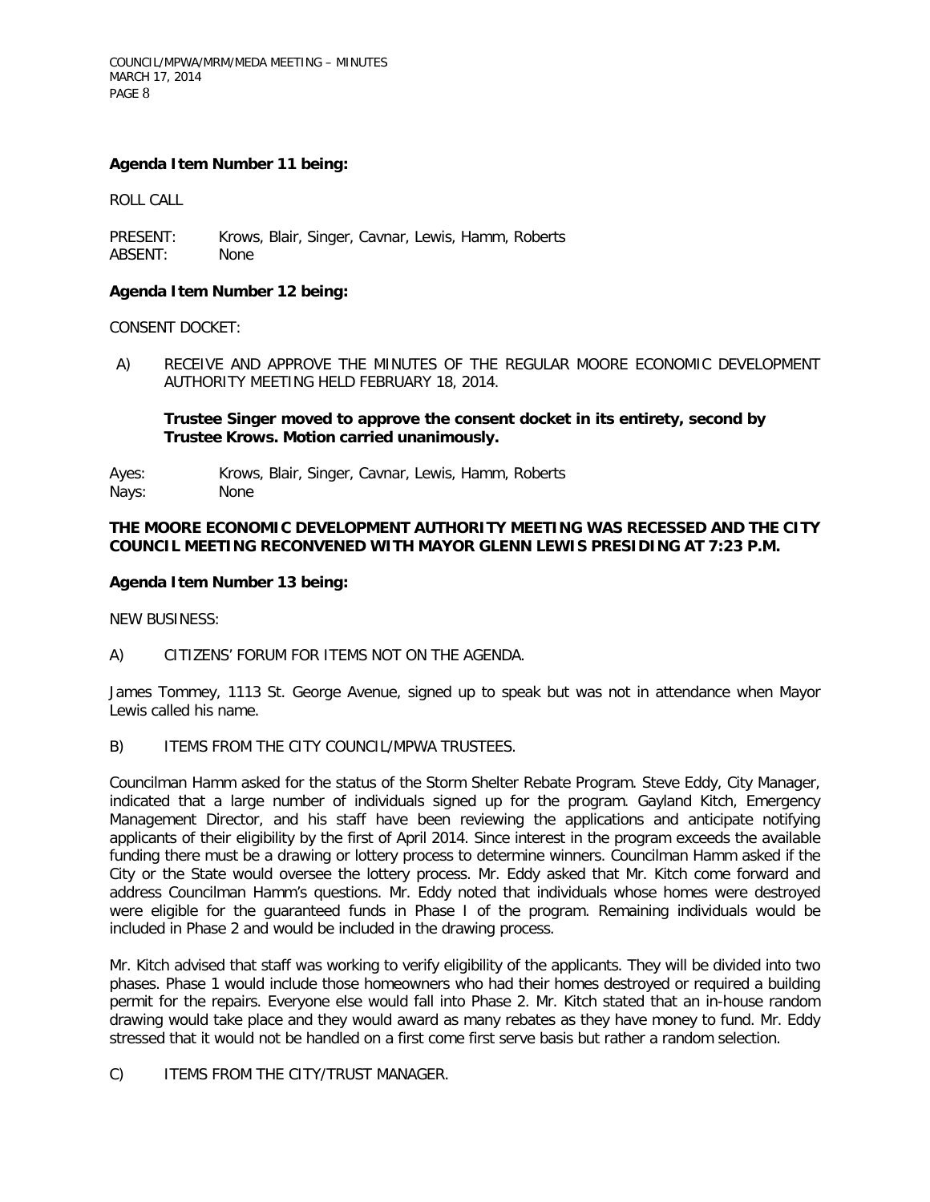**Agenda Item Number 11 being:**

ROLL CALL

PRESENT: Krows, Blair, Singer, Cavnar, Lewis, Hamm, Roberts
ABSENT: None

**Agenda Item Number 12 being:**

CONSENT DOCKET:

A) RECEIVE AND APPROVE THE MINUTES OF THE REGULAR MOORE ECONOMIC DEVELOPMENT AUTHORITY MEETING HELD FEBRUARY 18, 2014.

**Trustee Singer moved to approve the consent docket in its entirety, second by Trustee Krows. Motion carried unanimously.**

Ayes: Krows, Blair, Singer, Cavnar, Lewis, Hamm, Roberts
Nays: None

**THE MOORE ECONOMIC DEVELOPMENT AUTHORITY MEETING WAS RECESSED AND THE CITY COUNCIL MEETING RECONVENED WITH MAYOR GLENN LEWIS PRESIDING AT 7:23 P.M.**

**Agenda Item Number 13 being:**

NEW BUSINESS:

A) CITIZENS' FORUM FOR ITEMS NOT ON THE AGENDA.

James Tommey, 1113 St. George Avenue, signed up to speak but was not in attendance when Mayor Lewis called his name.

B) ITEMS FROM THE CITY COUNCIL/MPWA TRUSTEES.

Councilman Hamm asked for the status of the Storm Shelter Rebate Program. Steve Eddy, City Manager, indicated that a large number of individuals signed up for the program. Gayland Kitch, Emergency Management Director, and his staff have been reviewing the applications and anticipate notifying applicants of their eligibility by the first of April 2014. Since interest in the program exceeds the available funding there must be a drawing or lottery process to determine winners. Councilman Hamm asked if the City or the State would oversee the lottery process. Mr. Eddy asked that Mr. Kitch come forward and address Councilman Hamm's questions. Mr. Eddy noted that individuals whose homes were destroyed were eligible for the guaranteed funds in Phase I of the program. Remaining individuals would be included in Phase 2 and would be included in the drawing process.

Mr. Kitch advised that staff was working to verify eligibility of the applicants. They will be divided into two phases. Phase 1 would include those homeowners who had their homes destroyed or required a building permit for the repairs. Everyone else would fall into Phase 2. Mr. Kitch stated that an in-house random drawing would take place and they would award as many rebates as they have money to fund. Mr. Eddy stressed that it would not be handled on a first come first serve basis but rather a random selection.

C) ITEMS FROM THE CITY/TRUST MANAGER.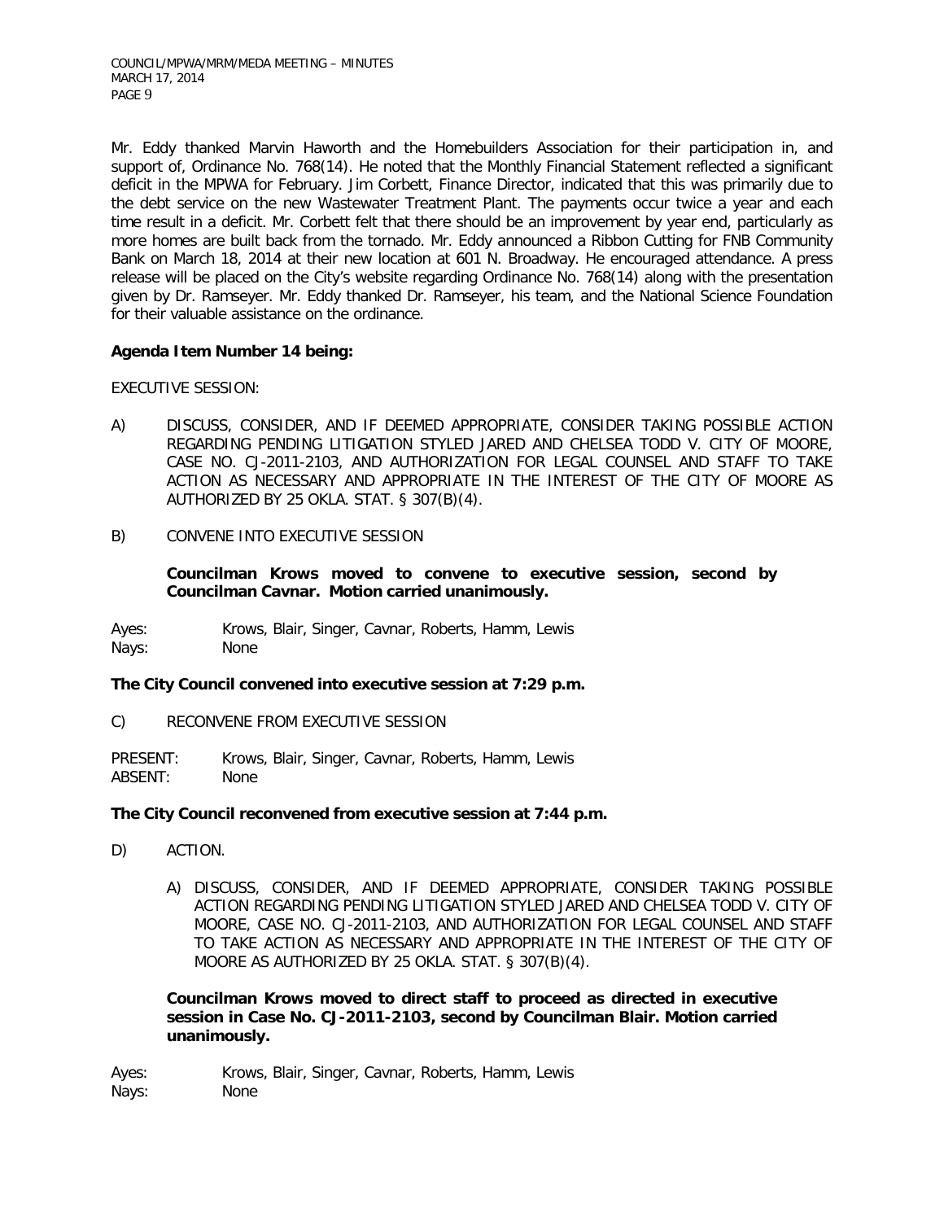Mr. Eddy thanked Marvin Haworth and the Homebuilders Association for their participation in, and support of, Ordinance No. 768(14). He noted that the Monthly Financial Statement reflected a significant deficit in the MPWA for February. Jim Corbett, Finance Director, indicated that this was primarily due to the debt service on the new Wastewater Treatment Plant. The payments occur twice a year and each time result in a deficit. Mr. Corbett felt that there should be an improvement by year end, particularly as more homes are built back from the tornado. Mr. Eddy announced a Ribbon Cutting for FNB Community Bank on March 18, 2014 at their new location at 601 N. Broadway. He encouraged attendance. A press release will be placed on the City's website regarding Ordinance No. 768(14) along with the presentation given by Dr. Ramseyer. Mr. Eddy thanked Dr. Ramseyer, his team, and the National Science Foundation for their valuable assistance on the ordinance.

**Agenda Item Number 14 being:**

EXECUTIVE SESSION:

A) DISCUSS, CONSIDER, AND IF DEEMED APPROPRIATE, CONSIDER TAKING POSSIBLE ACTION REGARDING PENDING LITIGATION STYLED JARED AND CHELSEA TODD V. CITY OF MOORE, CASE NO. CJ-2011-2103, AND AUTHORIZATION FOR LEGAL COUNSEL AND STAFF TO TAKE ACTION AS NECESSARY AND APPROPRIATE IN THE INTEREST OF THE CITY OF MOORE AS AUTHORIZED BY 25 OKLA. STAT. § 307(B)(4).

B) CONVENE INTO EXECUTIVE SESSION

**Councilman Krows moved to convene to executive session, second by Councilman Cavnar. Motion carried unanimously.**

Ayes: Krows, Blair, Singer, Cavnar, Roberts, Hamm, Lewis
Nays: None

**The City Council convened into executive session at 7:29 p.m.**

C) RECONVENE FROM EXECUTIVE SESSION

PRESENT: Krows, Blair, Singer, Cavnar, Roberts, Hamm, Lewis
ABSENT: None

**The City Council reconvened from executive session at 7:44 p.m.**

D) ACTION.

A) DISCUSS, CONSIDER, AND IF DEEMED APPROPRIATE, CONSIDER TAKING POSSIBLE ACTION REGARDING PENDING LITIGATION STYLED JARED AND CHELSEA TODD V. CITY OF MOORE, CASE NO. CJ-2011-2103, AND AUTHORIZATION FOR LEGAL COUNSEL AND STAFF TO TAKE ACTION AS NECESSARY AND APPROPRIATE IN THE INTEREST OF THE CITY OF MOORE AS AUTHORIZED BY 25 OKLA. STAT. § 307(B)(4).

**Councilman Krows moved to direct staff to proceed as directed in executive session in Case No. CJ-2011-2103, second by Councilman Blair. Motion carried unanimously.**

Ayes: Krows, Blair, Singer, Cavnar, Roberts, Hamm, Lewis
Nays: None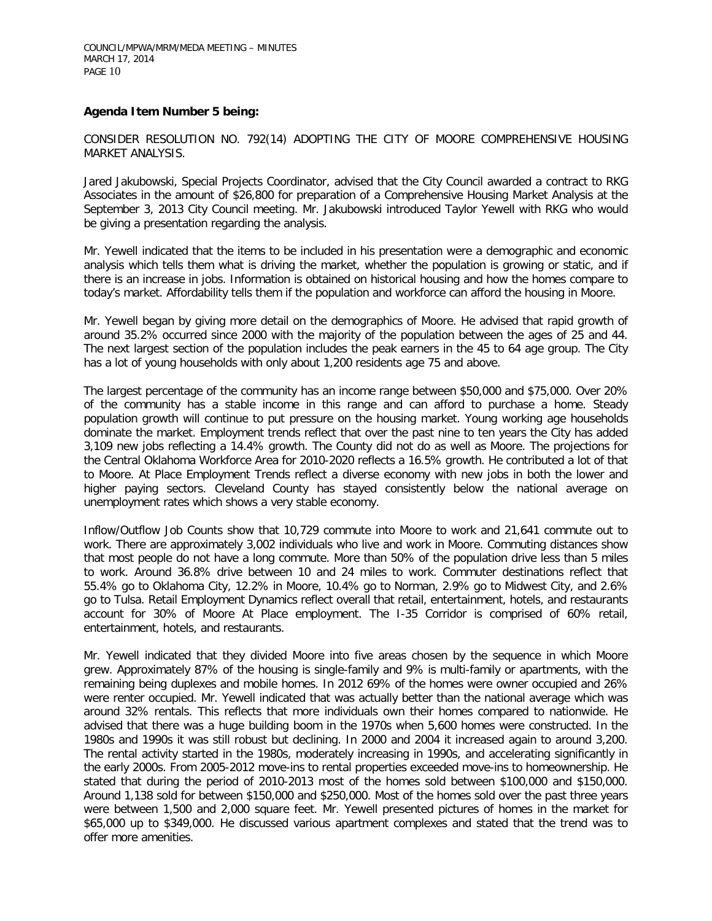**Agenda Item Number 5 being:**

CONSIDER RESOLUTION NO. 792(14) ADOPTING THE CITY OF MOORE COMPREHENSIVE HOUSING MARKET ANALYSIS.

Jared Jakubowski, Special Projects Coordinator, advised that the City Council awarded a contract to RKG Associates in the amount of $26,800 for preparation of a Comprehensive Housing Market Analysis at the September 3, 2013 City Council meeting. Mr. Jakubowski introduced Taylor Yewell with RKG who would be giving a presentation regarding the analysis.

Mr. Yewell indicated that the items to be included in his presentation were a demographic and economic analysis which tells them what is driving the market, whether the population is growing or static, and if there is an increase in jobs. Information is obtained on historical housing and how the homes compare to today's market. Affordability tells them if the population and workforce can afford the housing in Moore.

Mr. Yewell began by giving more detail on the demographics of Moore. He advised that rapid growth of around 35.2% occurred since 2000 with the majority of the population between the ages of 25 and 44. The next largest section of the population includes the peak earners in the 45 to 64 age group. The City has a lot of young households with only about 1,200 residents age 75 and above.

The largest percentage of the community has an income range between $50,000 and $75,000. Over 20% of the community has a stable income in this range and can afford to purchase a home. Steady population growth will continue to put pressure on the housing market. Young working age households dominate the market. Employment trends reflect that over the past nine to ten years the City has added 3,109 new jobs reflecting a 14.4% growth. The County did not do as well as Moore. The projections for the Central Oklahoma Workforce Area for 2010-2020 reflects a 16.5% growth. He contributed a lot of that to Moore. At Place Employment Trends reflect a diverse economy with new jobs in both the lower and higher paying sectors. Cleveland County has stayed consistently below the national average on unemployment rates which shows a very stable economy.

Inflow/Outflow Job Counts show that 10,729 commute into Moore to work and 21,641 commute out to work. There are approximately 3,002 individuals who live and work in Moore. Commuting distances show that most people do not have a long commute. More than 50% of the population drive less than 5 miles to work. Around 36.8% drive between 10 and 24 miles to work. Commuter destinations reflect that 55.4% go to Oklahoma City, 12.2% in Moore, 10.4% go to Norman, 2.9% go to Midwest City, and 2.6% go to Tulsa. Retail Employment Dynamics reflect overall that retail, entertainment, hotels, and restaurants account for 30% of Moore At Place employment. The I-35 Corridor is comprised of 60% retail, entertainment, hotels, and restaurants.

Mr. Yewell indicated that they divided Moore into five areas chosen by the sequence in which Moore grew. Approximately 87% of the housing is single-family and 9% is multi-family or apartments, with the remaining being duplexes and mobile homes. In 2012 69% of the homes were owner occupied and 26% were renter occupied. Mr. Yewell indicated that was actually better than the national average which was around 32% rentals. This reflects that more individuals own their homes compared to nationwide. He advised that there was a huge building boom in the 1970s when 5,600 homes were constructed. In the 1980s and 1990s it was still robust but declining. In 2000 and 2004 it increased again to around 3,200. The rental activity started in the 1980s, moderately increasing in 1990s, and accelerating significantly in the early 2000s. From 2005-2012 move-ins to rental properties exceeded move-ins to homeownership. He stated that during the period of 2010-2013 most of the homes sold between $100,000 and $150,000. Around 1,138 sold for between $150,000 and $250,000. Most of the homes sold over the past three years were between 1,500 and 2,000 square feet. Mr. Yewell presented pictures of homes in the market for $65,000 up to $349,000. He discussed various apartment complexes and stated that the trend was to offer more amenities.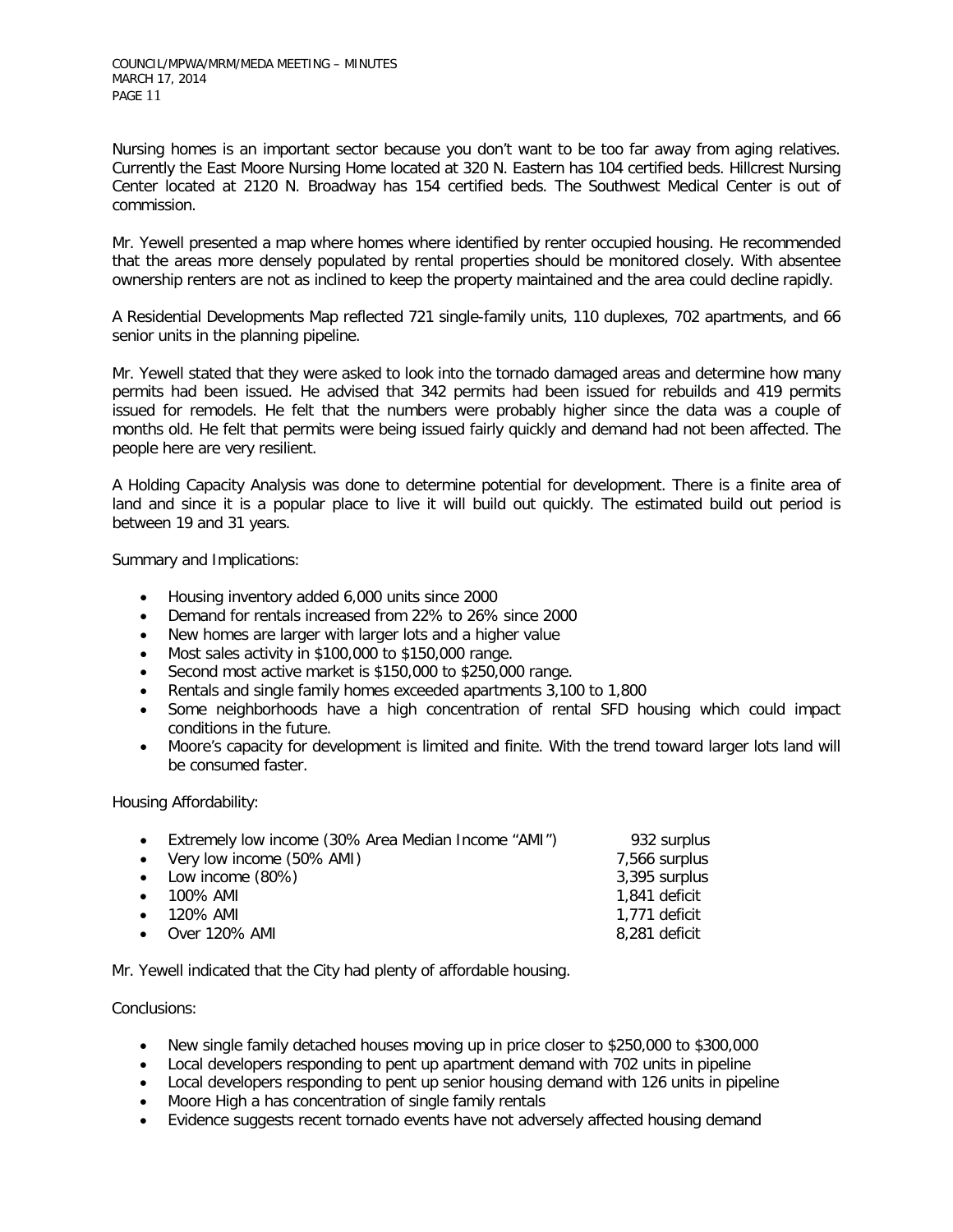Nursing homes is an important sector because you don't want to be too far away from aging relatives. Currently the East Moore Nursing Home located at 320 N. Eastern has 104 certified beds. Hillcrest Nursing Center located at 2120 N. Broadway has 154 certified beds. The Southwest Medical Center is out of commission.

Mr. Yewell presented a map where homes where identified by renter occupied housing. He recommended that the areas more densely populated by rental properties should be monitored closely. With absentee ownership renters are not as inclined to keep the property maintained and the area could decline rapidly.

A Residential Developments Map reflected 721 single-family units, 110 duplexes, 702 apartments, and 66 senior units in the planning pipeline.

Mr. Yewell stated that they were asked to look into the tornado damaged areas and determine how many permits had been issued. He advised that 342 permits had been issued for rebuilds and 419 permits issued for remodels. He felt that the numbers were probably higher since the data was a couple of months old. He felt that permits were being issued fairly quickly and demand had not been affected. The people here are very resilient.

A Holding Capacity Analysis was done to determine potential for development. There is a finite area of land and since it is a popular place to live it will build out quickly. The estimated build out period is between 19 and 31 years.

Summary and Implications:

- Housing inventory added 6,000 units since 2000
- Demand for rentals increased from 22% to 26% since 2000
- New homes are larger with larger lots and a higher value
- Most sales activity in $100,000 to $150,000 range.
- Second most active market is $150,000 to $250,000 range.
- Rentals and single family homes exceeded apartments 3,100 to 1,800
- Some neighborhoods have a high concentration of rental SFD housing which could impact conditions in the future.
- Moore's capacity for development is limited and finite. With the trend toward larger lots land will be consumed faster.

Housing Affordability:

- Extremely low income (30% Area Median Income "AMI") 932 surplus
- Very low income (50% AMI) 7,566 surplus
- Low income (80%) 3,395 surplus
- 100% AMI 1,841 deficit
- 120% AMI 1,771 deficit
- Over 120% AMI 8,281 deficit

Mr. Yewell indicated that the City had plenty of affordable housing.

Conclusions:

- New single family detached houses moving up in price closer to $250,000 to $300,000
- Local developers responding to pent up apartment demand with 702 units in pipeline
- Local developers responding to pent up senior housing demand with 126 units in pipeline
- Moore High a has concentration of single family rentals
- Evidence suggests recent tornado events have not adversely affected housing demand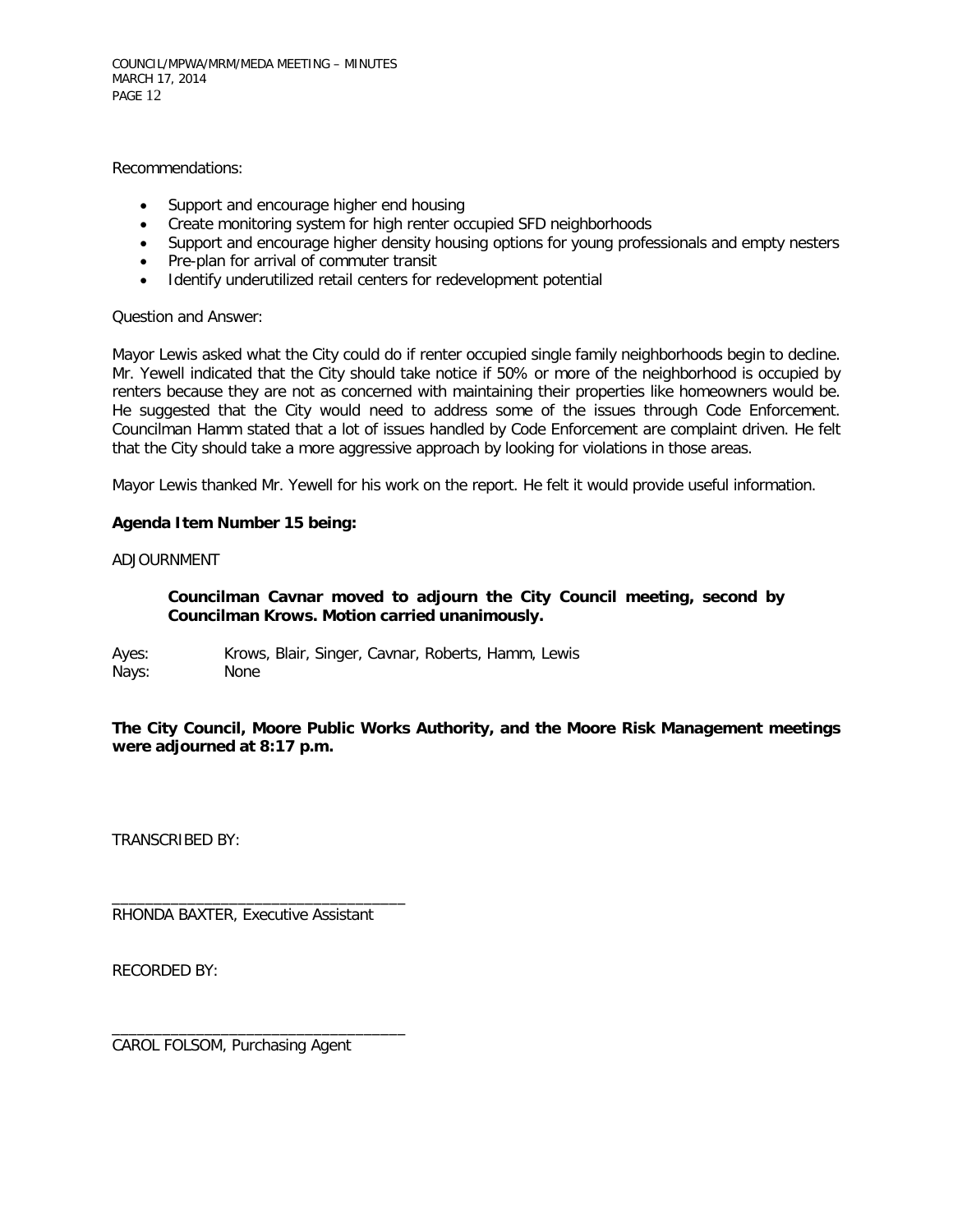Recommendations:

- Support and encourage higher end housing
- Create monitoring system for high renter occupied SFD neighborhoods
- Support and encourage higher density housing options for young professionals and empty nesters
- Pre-plan for arrival of commuter transit
- Identify underutilized retail centers for redevelopment potential

Question and Answer:

Mayor Lewis asked what the City could do if renter occupied single family neighborhoods begin to decline. Mr. Yewell indicated that the City should take notice if 50% or more of the neighborhood is occupied by renters because they are not as concerned with maintaining their properties like homeowners would be. He suggested that the City would need to address some of the issues through Code Enforcement. Councilman Hamm stated that a lot of issues handled by Code Enforcement are complaint driven. He felt that the City should take a more aggressive approach by looking for violations in those areas.

Mayor Lewis thanked Mr. Yewell for his work on the report. He felt it would provide useful information.

**Agenda Item Number 15 being:**

ADJOURNMENT

> **Councilman Cavnar moved to adjourn the City Council meeting, second by Councilman Krows. Motion carried unanimously.**

Ayes: Krows, Blair, Singer, Cavnar, Roberts, Hamm, Lewis
Nays: None

**The City Council, Moore Public Works Authority, and the Moore Risk Management meetings were adjourned at 8:17 p.m.**

TRANSCRIBED BY:

___________________________________
RHONDA BAXTER, Executive Assistant

RECORDED BY:

___________________________________
CAROL FOLSOM, Purchasing Agent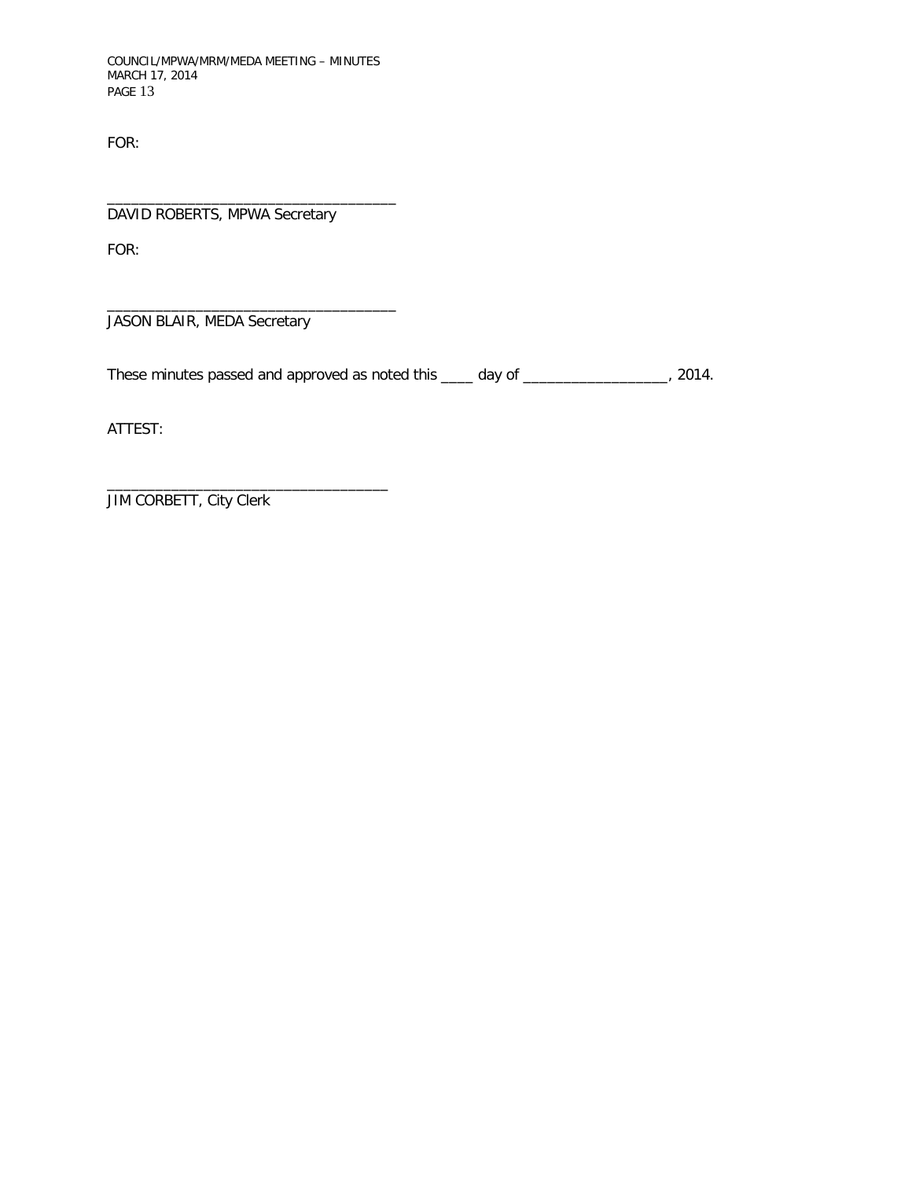FOR:

\_\_\_\_\_\_\_\_\_\_\_\_\_\_\_\_\_\_\_\_\_\_\_\_\_\_\_\_\_\_\_\_\_\_\_\_\_\_
DAVID ROBERTS, MPWA Secretary

FOR:

\_\_\_\_\_\_\_\_\_\_\_\_\_\_\_\_\_\_\_\_\_\_\_\_\_\_\_\_\_\_\_\_\_\_\_\_\_\_
JASON BLAIR, MEDA Secretary

These minutes passed and approved as noted this \_\_\_\_ day of \_\_\_\_\_\_\_\_\_\_\_\_\_\_\_\_\_\_\_, 2014.

ATTEST:

\_\_\_\_\_\_\_\_\_\_\_\_\_\_\_\_\_\_\_\_\_\_\_\_\_\_\_\_\_\_\_\_\_\_\_\_\_
JIM CORBETT, City Clerk